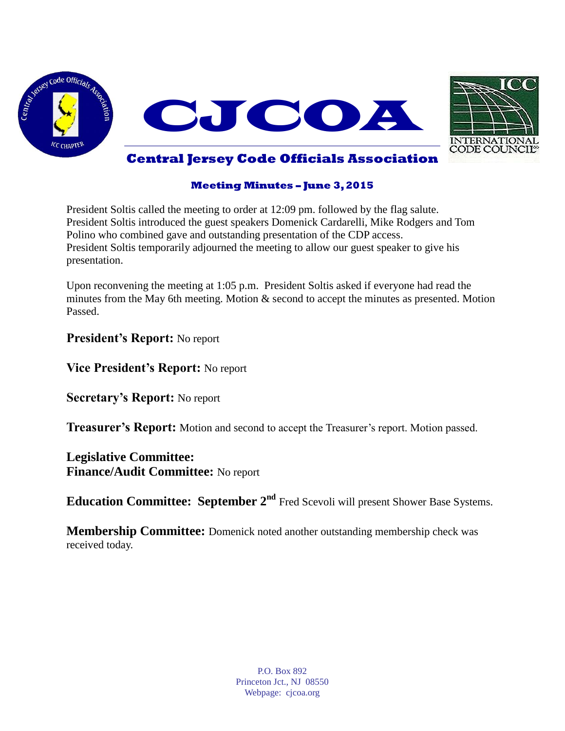# CJCOA

## Central Jersey Code Officials Association

### Meeting Minutes – June 3, 2015

President Soltis called the meeting to order at 12:09 pm. followed by the flag salute. President Soltis introduced the guest speakers Domenick Cardarelli, Mike Rodgers and Tom Polino who combined gave and outstanding presentation of the CDP access. President Soltis temporarily adjourned the meeting to allow our guest speaker to give his presentation.

Upon reconvening the meeting at 1:05 p.m. President Soltis asked if everyone had read the minutes from the May 6th meeting. Motion & second to accept the minutes as presented. Motion Passed.

**President's Report:** No report

**Vice President's Report:** No report

**Secretary's Report:** No report

**Treasurer's Report:** Motion and second to accept the Treasurer's report. Motion passed.

**Legislative Committee:**
**Finance/Audit Committee:** No report

**Education Committee: September 2nd** Fred Scevoli will present Shower Base Systems.

**Membership Committee:** Domenick noted another outstanding membership check was received today.

P.O. Box 892
Princeton Jct., NJ 08550
Webpage: cjcoa.org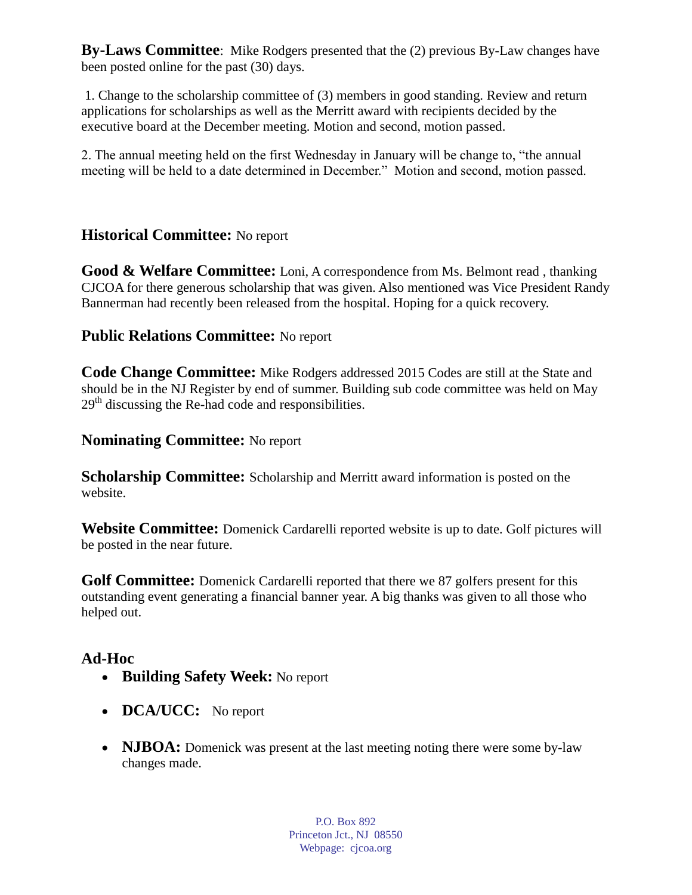**By-Laws Committee**: Mike Rodgers presented that the (2) previous By-Law changes have been posted online for the past (30) days.

1. Change to the scholarship committee of (3) members in good standing. Review and return applications for scholarships as well as the Merritt award with recipients decided by the executive board at the December meeting. Motion and second, motion passed.

2. The annual meeting held on the first Wednesday in January will be change to, "the annual meeting will be held to a date determined in December." Motion and second, motion passed.

**Historical Committee:** No report

**Good & Welfare Committee:** Loni, A correspondence from Ms. Belmont read , thanking CJCOA for there generous scholarship that was given. Also mentioned was Vice President Randy Bannerman had recently been released from the hospital. Hoping for a quick recovery.

**Public Relations Committee:** No report

**Code Change Committee:** Mike Rodgers addressed 2015 Codes are still at the State and should be in the NJ Register by end of summer. Building sub code committee was held on May 29th discussing the Re-had code and responsibilities.

**Nominating Committee:** No report

**Scholarship Committee:** Scholarship and Merritt award information is posted on the website.

**Website Committee:** Domenick Cardarelli reported website is up to date. Golf pictures will be posted in the near future.

**Golf Committee:** Domenick Cardarelli reported that there we 87 golfers present for this outstanding event generating a financial banner year. A big thanks was given to all those who helped out.

**Ad-Hoc**

- **Building Safety Week:** No report
- **DCA/UCC:** No report
- **NJBOA:** Domenick was present at the last meeting noting there were some by-law changes made.

P.O. Box 892
Princeton Jct., NJ 08550
Webpage: cjcoa.org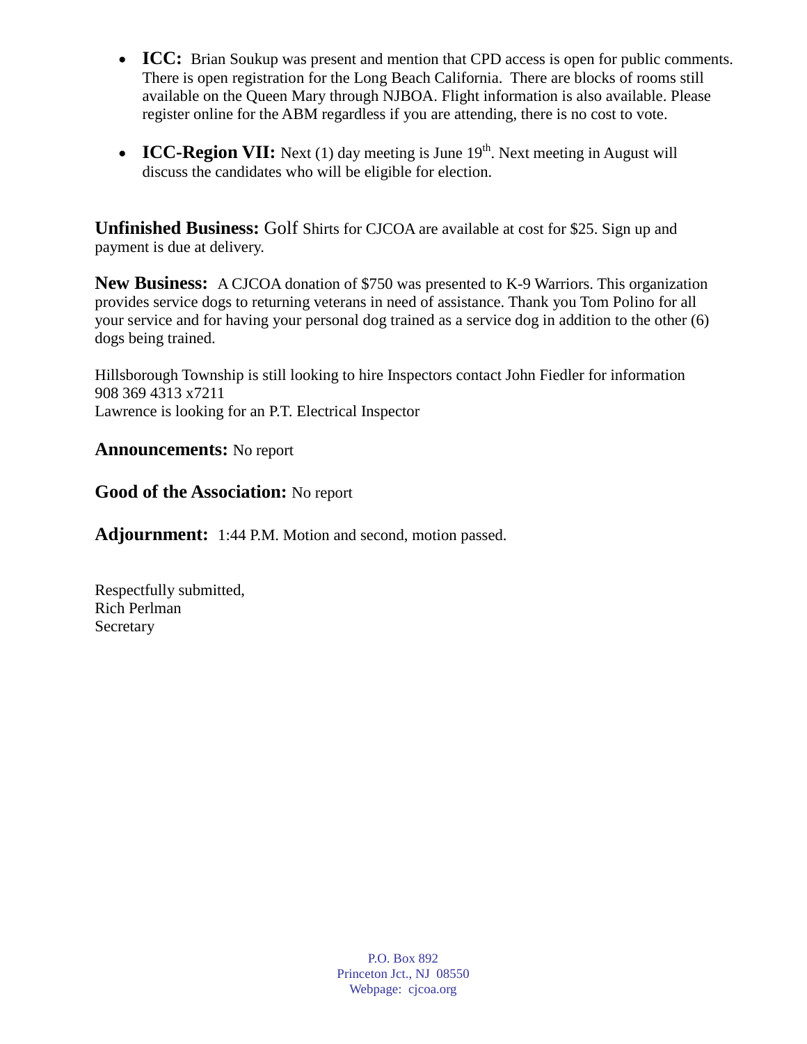- **ICC:** Brian Soukup was present and mention that CPD access is open for public comments. There is open registration for the Long Beach California. There are blocks of rooms still available on the Queen Mary through NJBOA. Flight information is also available. Please register online for the ABM regardless if you are attending, there is no cost to vote.

- **ICC-Region VII:** Next (1) day meeting is June 19th. Next meeting in August will discuss the candidates who will be eligible for election.

**Unfinished Business:** Golf Shirts for CJCOA are available at cost for $25. Sign up and payment is due at delivery.

**New Business:** A CJCOA donation of $750 was presented to K-9 Warriors. This organization provides service dogs to returning veterans in need of assistance. Thank you Tom Polino for all your service and for having your personal dog trained as a service dog in addition to the other (6) dogs being trained.

Hillsborough Township is still looking to hire Inspectors contact John Fiedler for information 908 369 4313 x7211
Lawrence is looking for an P.T. Electrical Inspector

**Announcements:** No report

**Good of the Association:** No report

**Adjournment:** 1:44 P.M. Motion and second, motion passed.

Respectfully submitted,
Rich Perlman
Secretary

P.O. Box 892
Princeton Jct., NJ 08550
Webpage: cjcoa.org